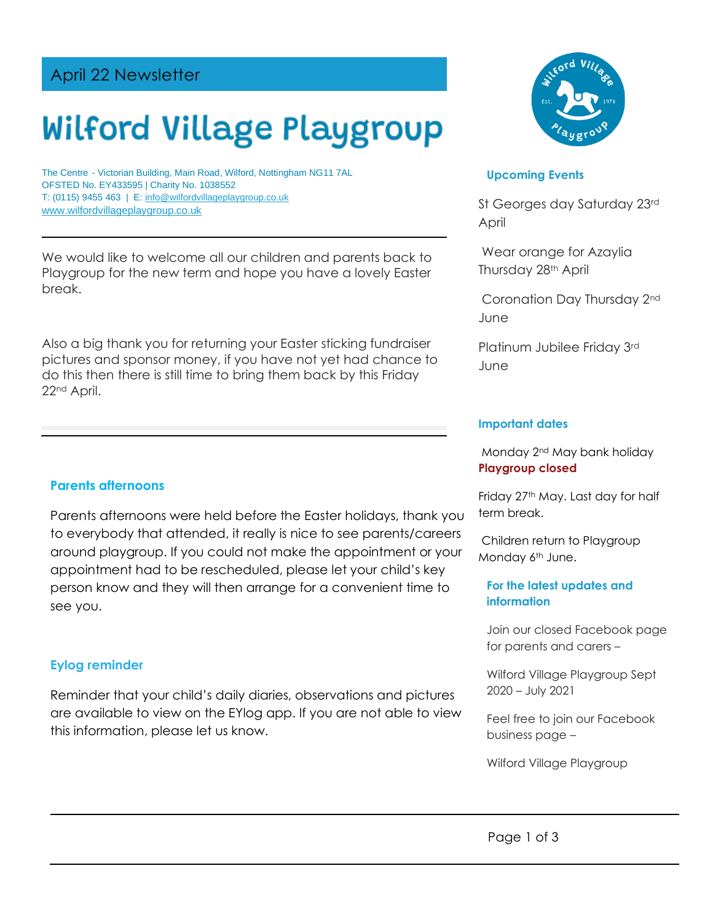April 22 Newsletter

# Wilford Village Playgroup

The Centre - Victorian Building, Main Road, Wilford, Nottingham NG11 7AL
OFSTED No. EY433595 | Charity No. 1038552
T: (0115) 9455 463 | E: info@wilfordvillageplaygroup.co.uk
www.wilfordvillageplaygroup.co.uk

We would like to welcome all our children and parents back to Playgroup for the new term and hope you have a lovely Easter break.

Also a big thank you for returning your Easter sticking fundraiser pictures and sponsor money, if you have not yet had chance to do this then there is still time to bring them back by this Friday 22nd April.

### Parents afternoons

Parents afternoons were held before the Easter holidays, thank you to everybody that attended, it really is nice to see parents/careers around playgroup. If you could not make the appointment or your appointment had to be rescheduled, please let your child's key person know and they will then arrange for a convenient time to see you.

### Eylog reminder

Reminder that your child's daily diaries, observations and pictures are available to view on the EYlog app. If you are not able to view this information, please let us know.

### Upcoming Events

St Georges day Saturday 23rd April

Wear orange for Azaylia Thursday 28th April

Coronation Day Thursday 2nd June

Platinum Jubilee Friday 3rd June

### Important dates

Monday 2nd May bank holiday **Playgroup closed**

Friday 27th May. Last day for half term break.

Children return to Playgroup Monday 6th June.

### For the latest updates and information

Join our closed Facebook page for parents and carers –

Wilford Village Playgroup Sept 2020 – July 2021

Feel free to join our Facebook business page –

Wilford Village Playgroup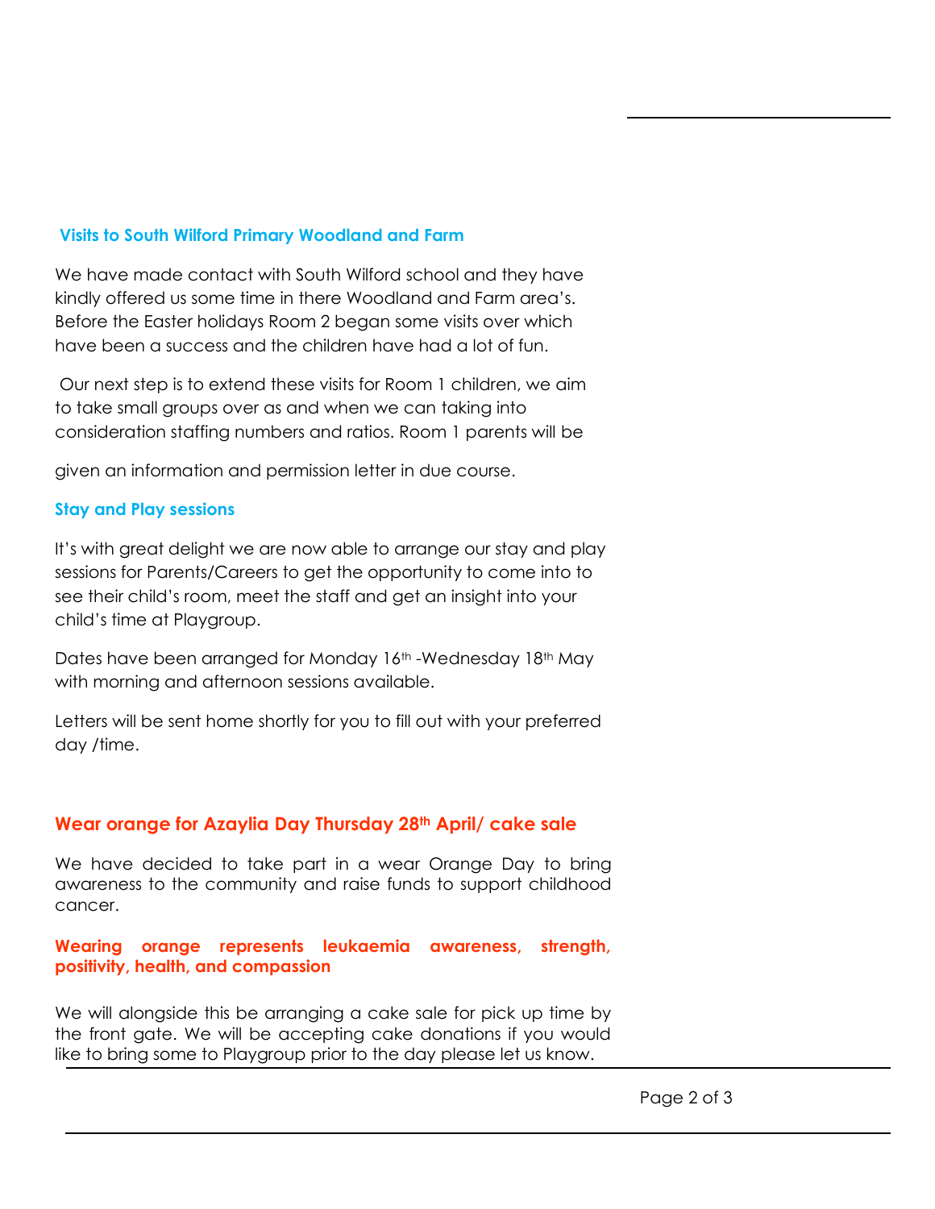### Visits to South Wilford Primary Woodland and Farm

We have made contact with South Wilford school and they have kindly offered us some time in there Woodland and Farm area's. Before the Easter holidays Room 2 began some visits over which have been a success and the children have had a lot of fun.

Our next step is to extend these visits for Room 1 children, we aim to take small groups over as and when we can taking into consideration staffing numbers and ratios. Room 1 parents will be given an information and permission letter in due course.

### Stay and Play sessions

It's with great delight we are now able to arrange our stay and play sessions for Parents/Careers to get the opportunity to come into to see their child's room, meet the staff and get an insight into your child's time at Playgroup.

Dates have been arranged for Monday 16th -Wednesday 18th May with morning and afternoon sessions available.

Letters will be sent home shortly for you to fill out with your preferred day /time.

### Wear orange for Azaylia Day Thursday 28th April/ cake sale

We have decided to take part in a wear Orange Day to bring awareness to the community and raise funds to support childhood cancer.

**Wearing orange represents leukaemia awareness, strength, positivity, health, and compassion**

We will alongside this be arranging a cake sale for pick up time by the front gate. We will be accepting cake donations if you would like to bring some to Playgroup prior to the day please let us know.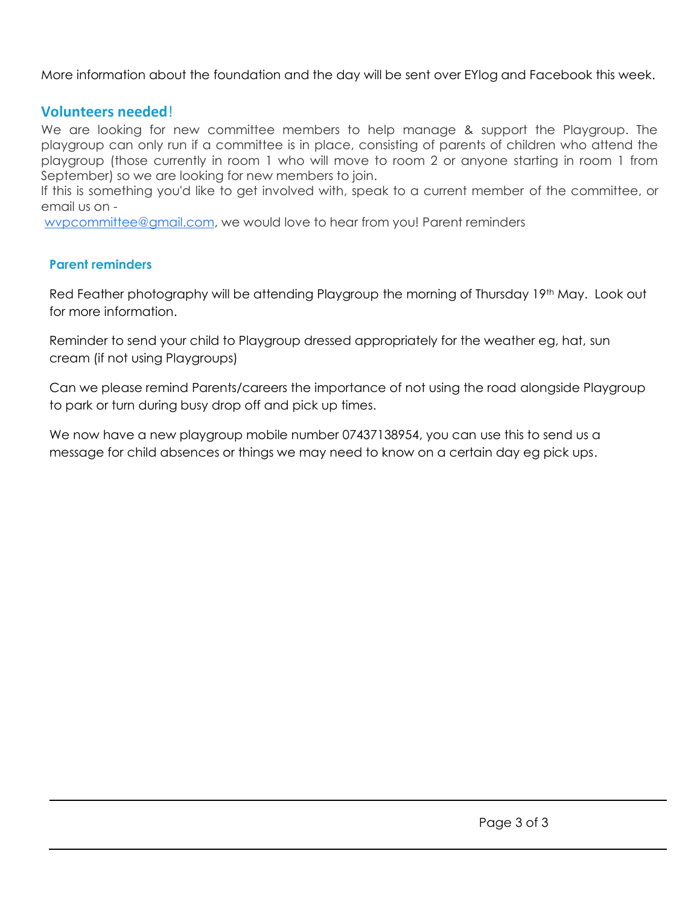More information about the foundation and the day will be sent over EYlog and Facebook this week.

## Volunteers needed!

We are looking for new committee members to help manage & support the Playgroup. The playgroup can only run if a committee is in place, consisting of parents of children who attend the playgroup (those currently in room 1 who will move to room 2 or anyone starting in room 1 from September) so we are looking for new members to join.
If this is something you'd like to get involved with, speak to a current member of the committee, or email us on -
wvpcommittee@gmail.com, we would love to hear from you! Parent reminders

### Parent reminders

Red Feather photography will be attending Playgroup the morning of Thursday 19th May. Look out for more information.

Reminder to send your child to Playgroup dressed appropriately for the weather eg, hat, sun cream (if not using Playgroups)

Can we please remind Parents/careers the importance of not using the road alongside Playgroup to park or turn during busy drop off and pick up times.

We now have a new playgroup mobile number 07437138954, you can use this to send us a message for child absences or things we may need to know on a certain day eg pick ups.